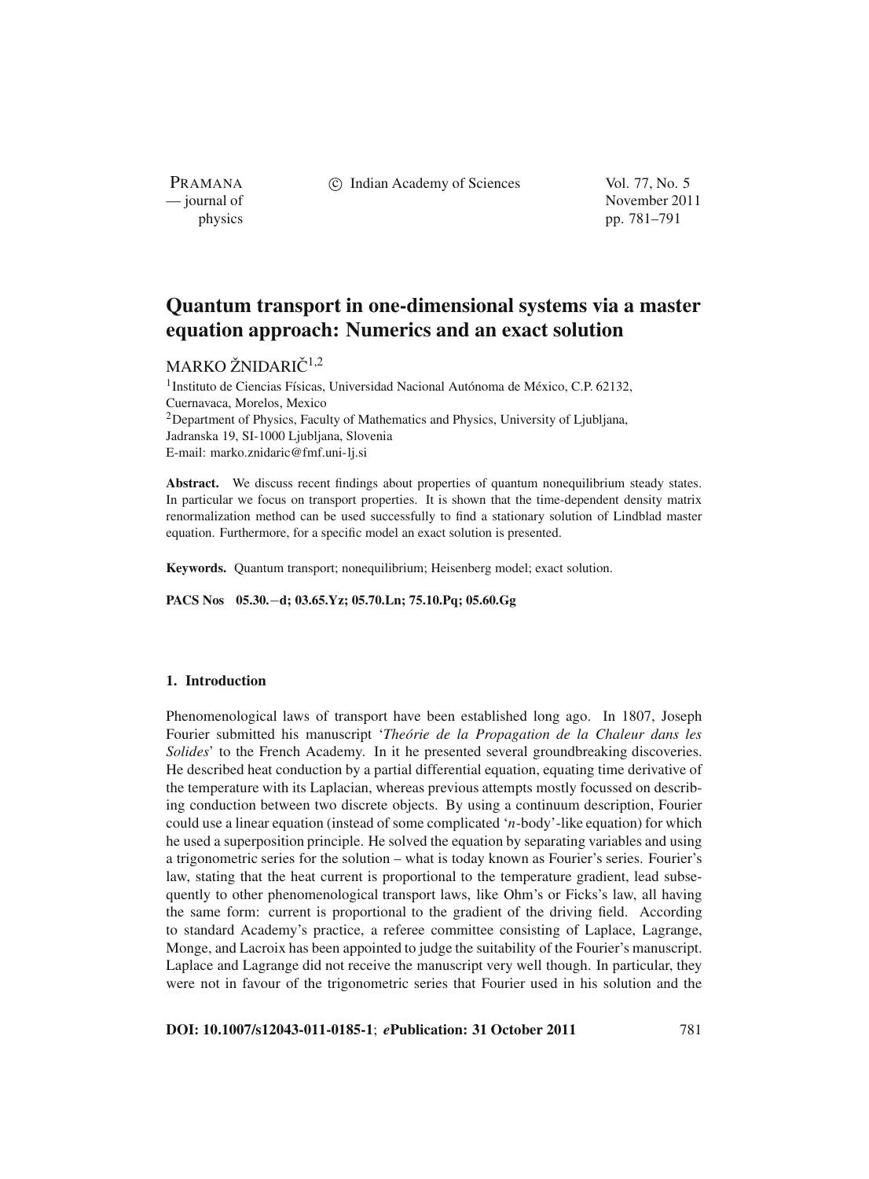# Quantum transport in one-dimensional systems via a master equation approach: Numerics and an exact solution

MARKO ŽNIDARIČ[1,2]

[1]Instituto de Ciencias Físicas, Universidad Nacional Autónoma de México, C.P. 62132, Cuernavaca, Morelos, Mexico
[2]Department of Physics, Faculty of Mathematics and Physics, University of Ljubljana, Jadranska 19, SI-1000 Ljubljana, Slovenia
E-mail: marko.znidaric@fmf.uni-lj.si

**Abstract.** We discuss recent findings about properties of quantum nonequilibrium steady states. In particular we focus on transport properties. It is shown that the time-dependent density matrix renormalization method can be used successfully to find a stationary solution of Lindblad master equation. Furthermore, for a specific model an exact solution is presented.

**Keywords.** Quantum transport; nonequilibrium; Heisenberg model; exact solution.

**PACS Nos** 05.30.−d; 03.65.Yz; 05.70.Ln; 75.10.Pq; 05.60.Gg

## 1. Introduction

Phenomenological laws of transport have been established long ago. In 1807, Joseph Fourier submitted his manuscript '*Theórie de la Propagation de la Chaleur dans les Solides*' to the French Academy. In it he presented several groundbreaking discoveries. He described heat conduction by a partial differential equation, equating time derivative of the temperature with its Laplacian, whereas previous attempts mostly focussed on describing conduction between two discrete objects. By using a continuum description, Fourier could use a linear equation (instead of some complicated '$n$-body'-like equation) for which he used a superposition principle. He solved the equation by separating variables and using a trigonometric series for the solution – what is today known as Fourier's series. Fourier's law, stating that the heat current is proportional to the temperature gradient, lead subsequently to other phenomenological transport laws, like Ohm's or Ficks's law, all having the same form: current is proportional to the gradient of the driving field. According to standard Academy's practice, a referee committee consisting of Laplace, Lagrange, Monge, and Lacroix has been appointed to judge the suitability of the Fourier's manuscript. Laplace and Lagrange did not receive the manuscript very well though. In particular, they were not in favour of the trigonometric series that Fourier used in his solution and the

**DOI: 10.1007/s12043-011-0185-1**; ***e*Publication: 31 October 2011**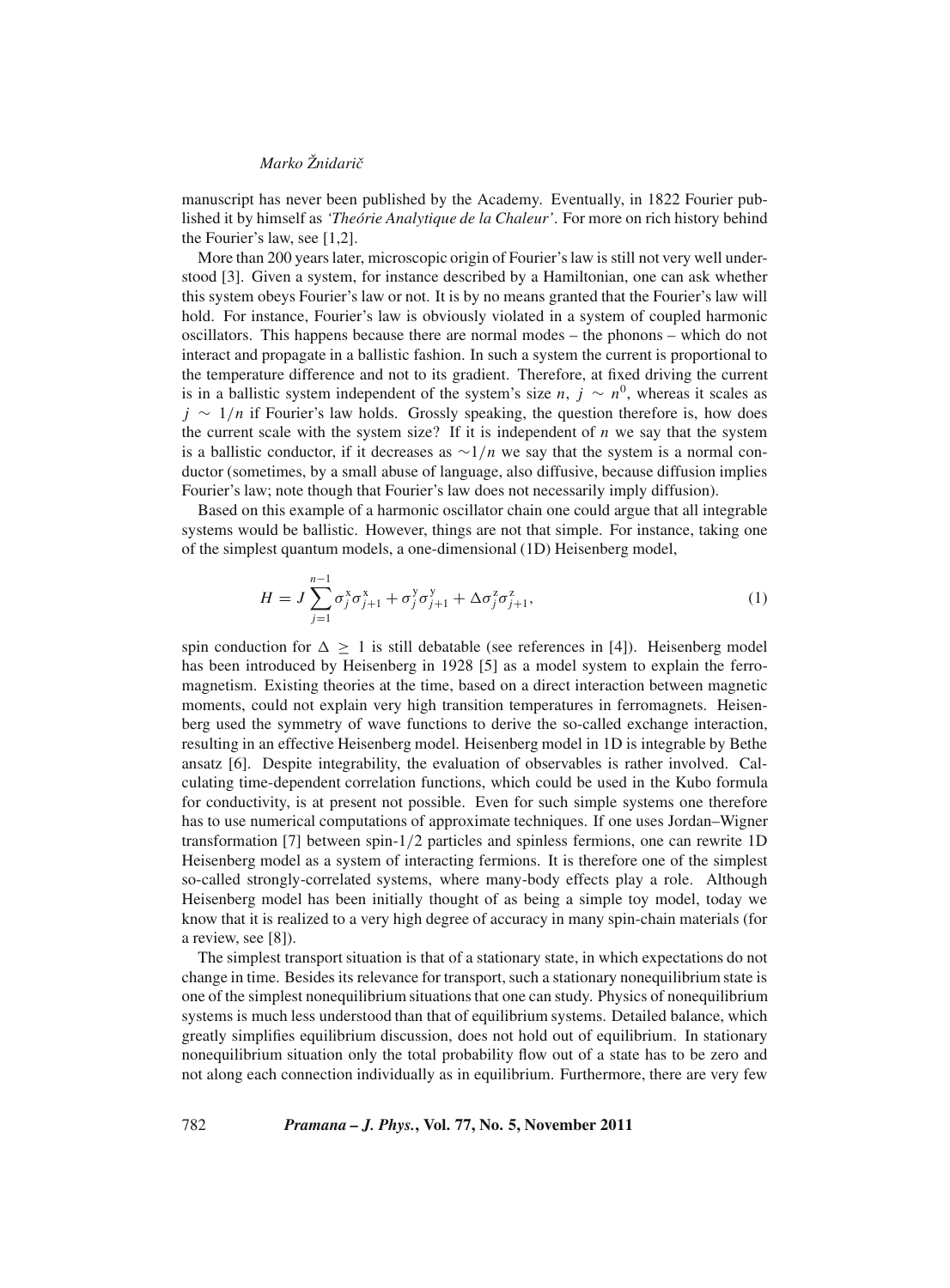manuscript has never been published by the Academy. Eventually, in 1822 Fourier published it by himself as *'Theórie Analytique de la Chaleur'*. For more on rich history behind the Fourier's law, see [1,2].

More than 200 years later, microscopic origin of Fourier's law is still not very well understood [3]. Given a system, for instance described by a Hamiltonian, one can ask whether this system obeys Fourier's law or not. It is by no means granted that the Fourier's law will hold. For instance, Fourier's law is obviously violated in a system of coupled harmonic oscillators. This happens because there are normal modes – the phonons – which do not interact and propagate in a ballistic fashion. In such a system the current is proportional to the temperature difference and not to its gradient. Therefore, at fixed driving the current is in a ballistic system independent of the system's size $n$, $j \sim n^0$, whereas it scales as $j \sim 1/n$ if Fourier's law holds. Grossly speaking, the question therefore is, how does the current scale with the system size? If it is independent of $n$ we say that the system is a ballistic conductor, if it decreases as $\sim 1/n$ we say that the system is a normal conductor (sometimes, by a small abuse of language, also diffusive, because diffusion implies Fourier's law; note though that Fourier's law does not necessarily imply diffusion).

Based on this example of a harmonic oscillator chain one could argue that all integrable systems would be ballistic. However, things are not that simple. For instance, taking one of the simplest quantum models, a one-dimensional (1D) Heisenberg model,

$$H = J \sum_{j=1}^{n-1} \sigma_j^x \sigma_{j+1}^x + \sigma_j^y \sigma_{j+1}^y + \Delta \sigma_j^z \sigma_{j+1}^z, \tag{1}$$

spin conduction for $\Delta \geq 1$ is still debatable (see references in [4]). Heisenberg model has been introduced by Heisenberg in 1928 [5] as a model system to explain the ferromagnetism. Existing theories at the time, based on a direct interaction between magnetic moments, could not explain very high transition temperatures in ferromagnets. Heisenberg used the symmetry of wave functions to derive the so-called exchange interaction, resulting in an effective Heisenberg model. Heisenberg model in 1D is integrable by Bethe ansatz [6]. Despite integrability, the evaluation of observables is rather involved. Calculating time-dependent correlation functions, which could be used in the Kubo formula for conductivity, is at present not possible. Even for such simple systems one therefore has to use numerical computations of approximate techniques. If one uses Jordan–Wigner transformation [7] between spin-1/2 particles and spinless fermions, one can rewrite 1D Heisenberg model as a system of interacting fermions. It is therefore one of the simplest so-called strongly-correlated systems, where many-body effects play a role. Although Heisenberg model has been initially thought of as being a simple toy model, today we know that it is realized to a very high degree of accuracy in many spin-chain materials (for a review, see [8]).

The simplest transport situation is that of a stationary state, in which expectations do not change in time. Besides its relevance for transport, such a stationary nonequilibrium state is one of the simplest nonequilibrium situations that one can study. Physics of nonequilibrium systems is much less understood than that of equilibrium systems. Detailed balance, which greatly simplifies equilibrium discussion, does not hold out of equilibrium. In stationary nonequilibrium situation only the total probability flow out of a state has to be zero and not along each connection individually as in equilibrium. Furthermore, there are very few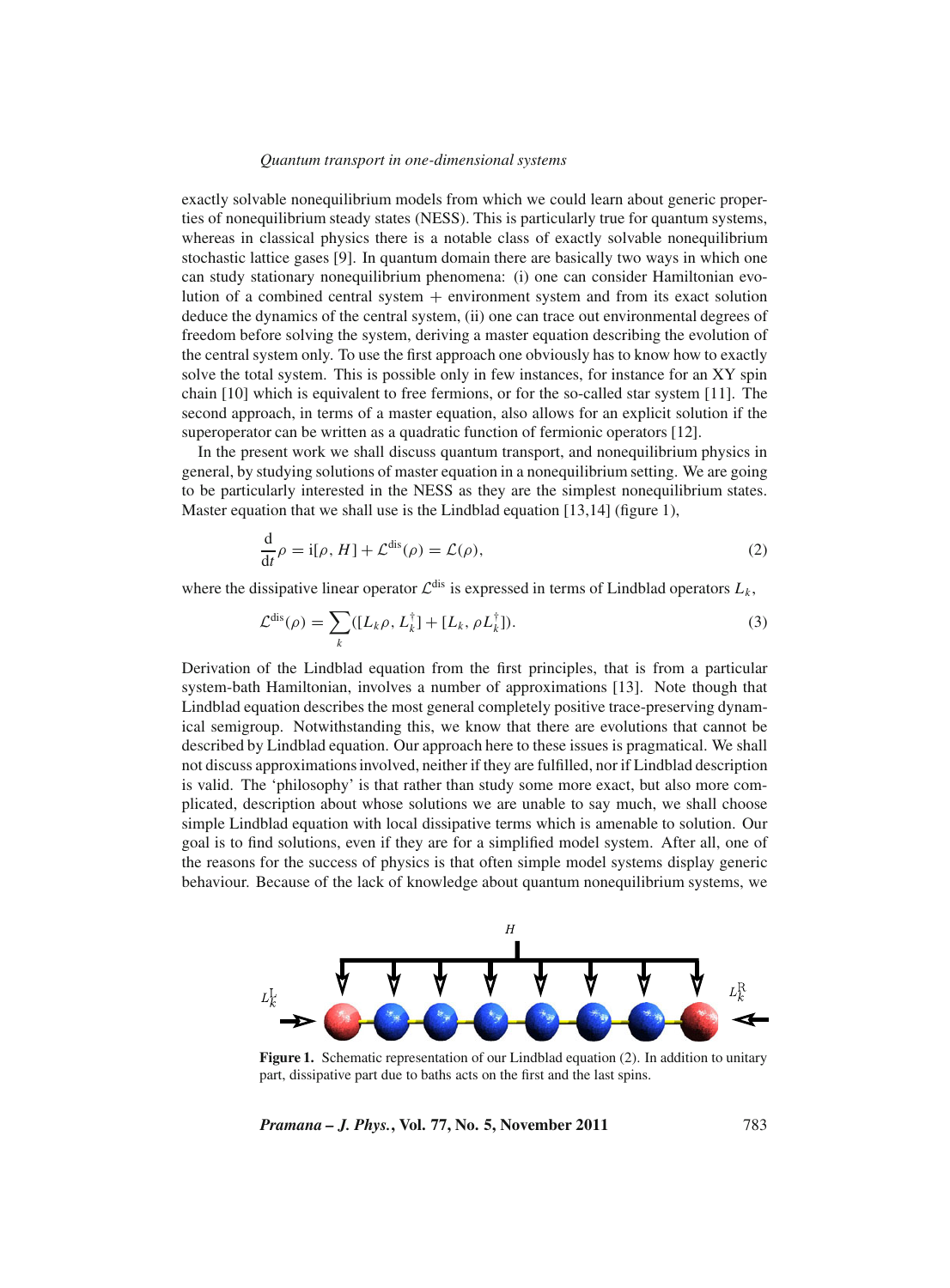exactly solvable nonequilibrium models from which we could learn about generic properties of nonequilibrium steady states (NESS). This is particularly true for quantum systems, whereas in classical physics there is a notable class of exactly solvable nonequilibrium stochastic lattice gases [9]. In quantum domain there are basically two ways in which one can study stationary nonequilibrium phenomena: (i) one can consider Hamiltonian evolution of a combined central system + environment system and from its exact solution deduce the dynamics of the central system, (ii) one can trace out environmental degrees of freedom before solving the system, deriving a master equation describing the evolution of the central system only. To use the first approach one obviously has to know how to exactly solve the total system. This is possible only in few instances, for instance for an XY spin chain [10] which is equivalent to free fermions, or for the so-called star system [11]. The second approach, in terms of a master equation, also allows for an explicit solution if the superoperator can be written as a quadratic function of fermionic operators [12].

In the present work we shall discuss quantum transport, and nonequilibrium physics in general, by studying solutions of master equation in a nonequilibrium setting. We are going to be particularly interested in the NESS as they are the simplest nonequilibrium states. Master equation that we shall use is the Lindblad equation [13,14] (figure 1),

$$\frac{\mathrm{d}}{\mathrm{d}t}\rho = \mathrm{i}[\rho, H] + \mathcal{L}^{\mathrm{dis}}(\rho) = \mathcal{L}(\rho), \tag{2}$$

where the dissipative linear operator $\mathcal{L}^{\mathrm{dis}}$ is expressed in terms of Lindblad operators $L_k$,

$$\mathcal{L}^{\mathrm{dis}}(\rho) = \sum_k ([L_k\rho, L_k^{\dagger}] + [L_k, \rho L_k^{\dagger}]). \tag{3}$$

Derivation of the Lindblad equation from the first principles, that is from a particular system-bath Hamiltonian, involves a number of approximations [13]. Note though that Lindblad equation describes the most general completely positive trace-preserving dynamical semigroup. Notwithstanding this, we know that there are evolutions that cannot be described by Lindblad equation. Our approach here to these issues is pragmatical. We shall not discuss approximations involved, neither if they are fulfilled, nor if Lindblad description is valid. The 'philosophy' is that rather than study some more exact, but also more complicated, description about whose solutions we are unable to say much, we shall choose simple Lindblad equation with local dissipative terms which is amenable to solution. Our goal is to find solutions, even if they are for a simplified model system. After all, one of the reasons for the success of physics is that often simple model systems display generic behaviour. Because of the lack of knowledge about quantum nonequilibrium systems, we

**Figure 1.** Schematic representation of our Lindblad equation (2). In addition to unitary part, dissipative part due to baths acts on the first and the last spins.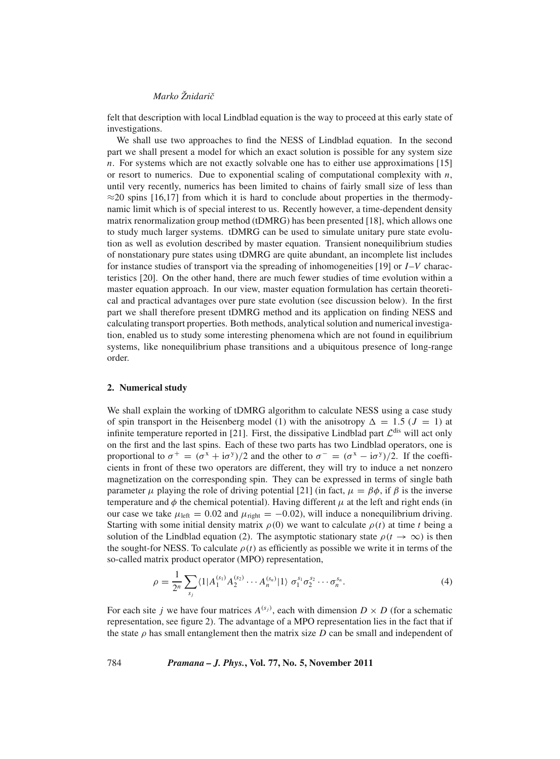felt that description with local Lindblad equation is the way to proceed at this early state of investigations.

We shall use two approaches to find the NESS of Lindblad equation. In the second part we shall present a model for which an exact solution is possible for any system size $n$. For systems which are not exactly solvable one has to either use approximations [15] or resort to numerics. Due to exponential scaling of computational complexity with $n$, until very recently, numerics has been limited to chains of fairly small size of less than $\approx 20$ spins [16,17] from which it is hard to conclude about properties in the thermodynamic limit which is of special interest to us. Recently however, a time-dependent density matrix renormalization group method (tDMRG) has been presented [18], which allows one to study much larger systems. tDMRG can be used to simulate unitary pure state evolution as well as evolution described by master equation. Transient nonequilibrium studies of nonstationary pure states using tDMRG are quite abundant, an incomplete list includes for instance studies of transport via the spreading of inhomogeneities [19] or $I$–$V$ characteristics [20]. On the other hand, there are much fewer studies of time evolution within a master equation approach. In our view, master equation formulation has certain theoretical and practical advantages over pure state evolution (see discussion below). In the first part we shall therefore present tDMRG method and its application on finding NESS and calculating transport properties. Both methods, analytical solution and numerical investigation, enabled us to study some interesting phenomena which are not found in equilibrium systems, like nonequilibrium phase transitions and a ubiquitous presence of long-range order.

## 2. Numerical study

We shall explain the working of tDMRG algorithm to calculate NESS using a case study of spin transport in the Heisenberg model (1) with the anisotropy $\Delta = 1.5$ ($J = 1$) at infinite temperature reported in [21]. First, the dissipative Lindblad part $\mathcal{L}^{\text{dis}}$ will act only on the first and the last spins. Each of these two parts has two Lindblad operators, one is proportional to $\sigma^+ = (\sigma^x + i\sigma^y)/2$ and the other to $\sigma^- = (\sigma^x - i\sigma^y)/2$. If the coefficients in front of these two operators are different, they will try to induce a net nonzero magnetization on the corresponding spin. They can be expressed in terms of single bath parameter $\mu$ playing the role of driving potential [21] (in fact, $\mu = \beta\phi$, if $\beta$ is the inverse temperature and $\phi$ the chemical potential). Having different $\mu$ at the left and right ends (in our case we take $\mu_{\text{left}} = 0.02$ and $\mu_{\text{right}} = -0.02$), will induce a nonequilibrium driving. Starting with some initial density matrix $\rho(0)$ we want to calculate $\rho(t)$ at time $t$ being a solution of the Lindblad equation (2). The asymptotic stationary state $\rho(t \to \infty)$ is then the sought-for NESS. To calculate $\rho(t)$ as efficiently as possible we write it in terms of the so-called matrix product operator (MPO) representation,

$$\rho = \frac{1}{2^n} \sum_{s_j} \langle 1 | A_1^{(s_1)} A_2^{(s_2)} \cdots A_n^{(s_n)} | 1 \rangle \; \sigma_1^{s_1} \sigma_2^{s_2} \cdots \sigma_n^{s_n}. \tag{4}$$

For each site $j$ we have four matrices $A^{(s_j)}$, each with dimension $D \times D$ (for a schematic representation, see figure 2). The advantage of a MPO representation lies in the fact that if the state $\rho$ has small entanglement then the matrix size $D$ can be small and independent of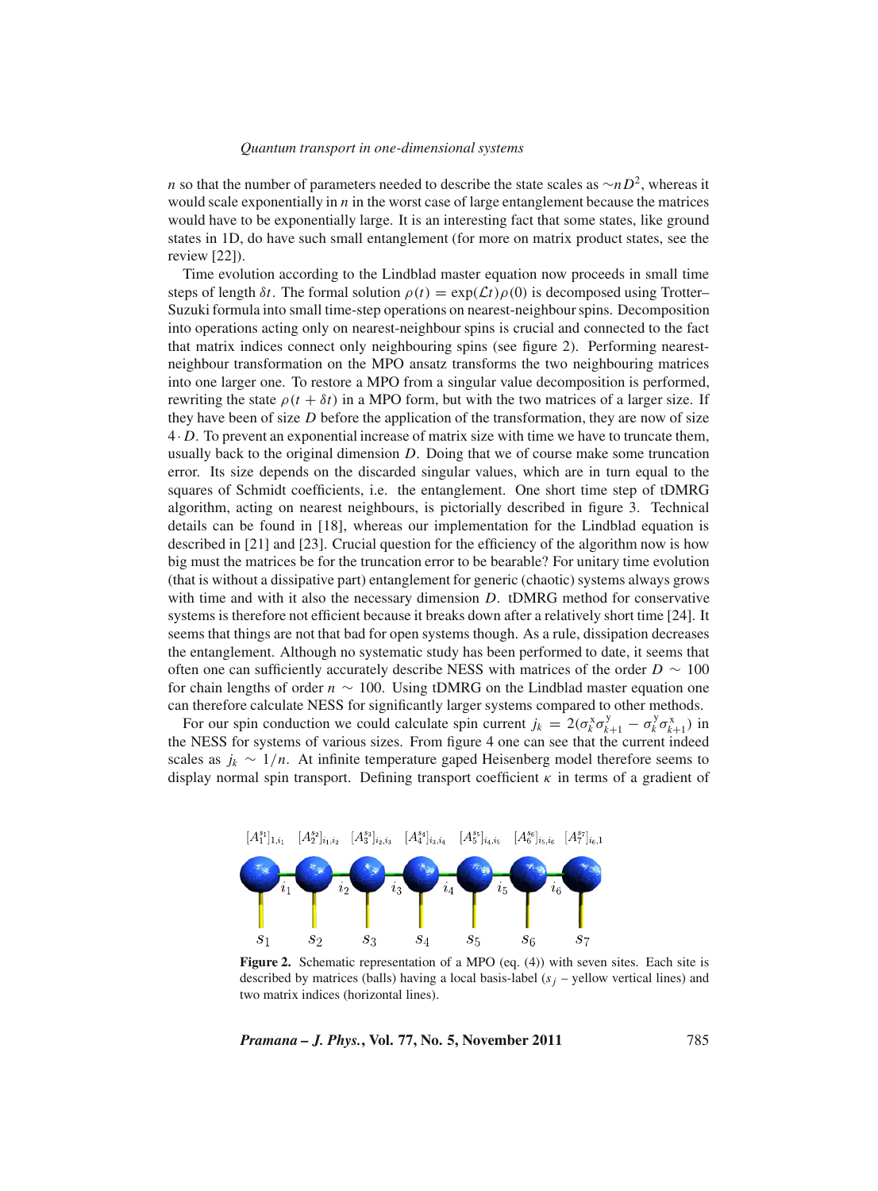$n$ so that the number of parameters needed to describe the state scales as $\sim nD^2$, whereas it would scale exponentially in $n$ in the worst case of large entanglement because the matrices would have to be exponentially large. It is an interesting fact that some states, like ground states in 1D, do have such small entanglement (for more on matrix product states, see the review [22]).

Time evolution according to the Lindblad master equation now proceeds in small time steps of length $\delta t$. The formal solution $\rho(t) = \exp(\mathcal{L}t)\rho(0)$ is decomposed using Trotter–Suzuki formula into small time-step operations on nearest-neighbour spins. Decomposition into operations acting only on nearest-neighbour spins is crucial and connected to the fact that matrix indices connect only neighbouring spins (see figure 2). Performing nearest-neighbour transformation on the MPO ansatz transforms the two neighbouring matrices into one larger one. To restore a MPO from a singular value decomposition is performed, rewriting the state $\rho(t + \delta t)$ in a MPO form, but with the two matrices of a larger size. If they have been of size $D$ before the application of the transformation, they are now of size $4 \cdot D$. To prevent an exponential increase of matrix size with time we have to truncate them, usually back to the original dimension $D$. Doing that we of course make some truncation error. Its size depends on the discarded singular values, which are in turn equal to the squares of Schmidt coefficients, i.e. the entanglement. One short time step of tDMRG algorithm, acting on nearest neighbours, is pictorially described in figure 3. Technical details can be found in [18], whereas our implementation for the Lindblad equation is described in [21] and [23]. Crucial question for the efficiency of the algorithm now is how big must the matrices be for the truncation error to be bearable? For unitary time evolution (that is without a dissipative part) entanglement for generic (chaotic) systems always grows with time and with it also the necessary dimension $D$. tDMRG method for conservative systems is therefore not efficient because it breaks down after a relatively short time [24]. It seems that things are not that bad for open systems though. As a rule, dissipation decreases the entanglement. Although no systematic study has been performed to date, it seems that often one can sufficiently accurately describe NESS with matrices of the order $D \sim 100$ for chain lengths of order $n \sim 100$. Using tDMRG on the Lindblad master equation one can therefore calculate NESS for significantly larger systems compared to other methods.

For our spin conduction we could calculate spin current $j_k = 2(\sigma_k^{\mathrm{x}}\sigma_{k+1}^{\mathrm{y}} - \sigma_k^{\mathrm{y}}\sigma_{k+1}^{\mathrm{x}})$ in the NESS for systems of various sizes. From figure 4 one can see that the current indeed scales as $j_k \sim 1/n$. At infinite temperature gaped Heisenberg model therefore seems to display normal spin transport. Defining transport coefficient $\kappa$ in terms of a gradient of

$[A_1^{s_1}]_{1,i_1}$ $[A_2^{s_2}]_{i_1,i_2}$ $[A_3^{s_3}]_{i_2,i_3}$ $[A_4^{s_4}]_{i_3,i_4}$ $[A_5^{s_5}]_{i_4,i_5}$ $[A_6^{s_6}]_{i_5,i_6}$ $[A_7^{s_7}]_{i_6,1}$

**Figure 2.** Schematic representation of a MPO (eq. (4)) with seven sites. Each site is described by matrices (balls) having a local basis-label ($s_j$ – yellow vertical lines) and two matrix indices (horizontal lines).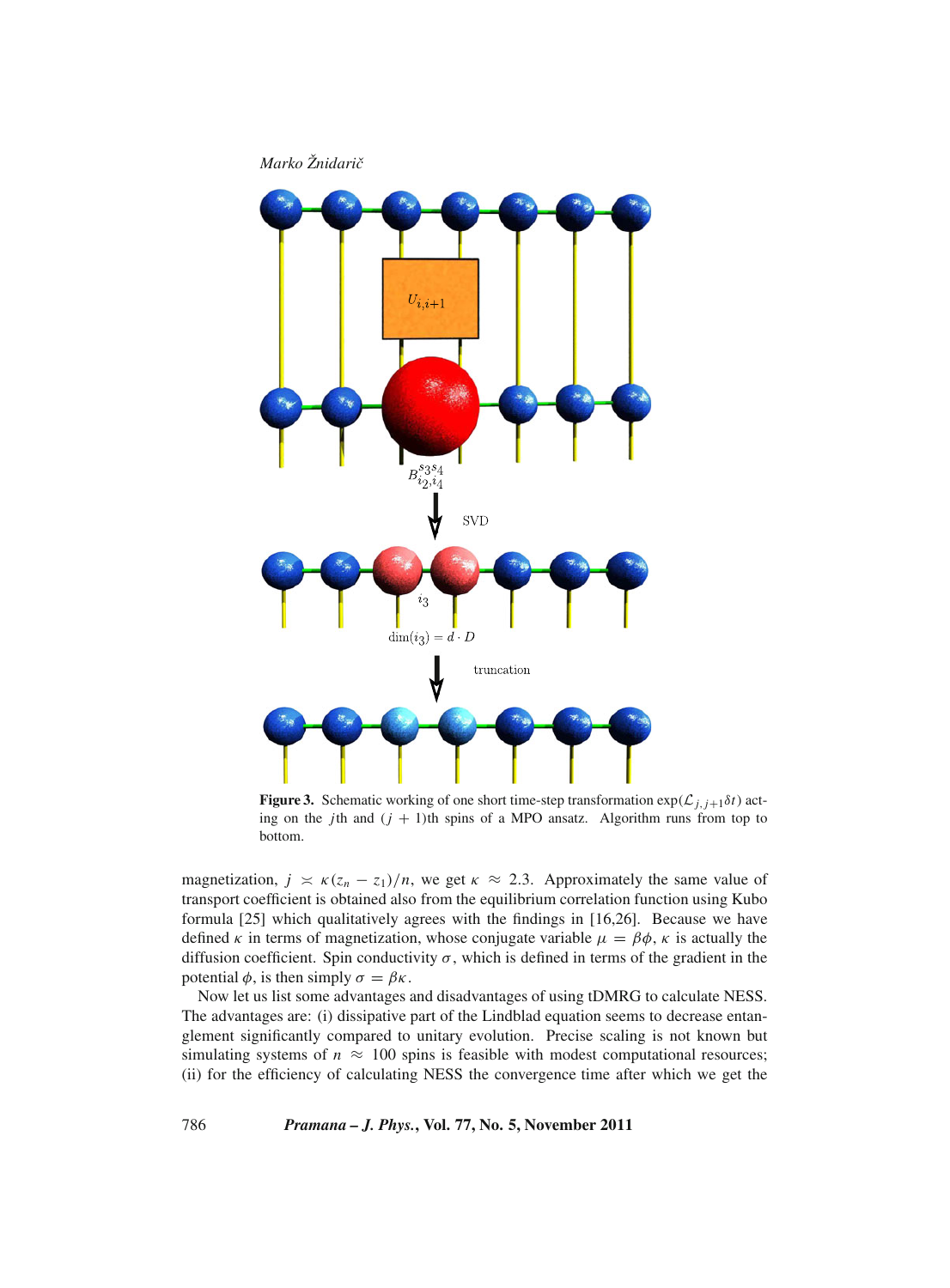**Figure 3.** Schematic working of one short time-step transformation $\exp(\mathcal{L}_{j,j+1}\delta t)$ acting on the $j$th and $(j+1)$th spins of a MPO ansatz. Algorithm runs from top to bottom.

magnetization, $j \asymp \kappa(z_n - z_1)/n$, we get $\kappa \approx 2.3$. Approximately the same value of transport coefficient is obtained also from the equilibrium correlation function using Kubo formula [25] which qualitatively agrees with the findings in [16,26]. Because we have defined $\kappa$ in terms of magnetization, whose conjugate variable $\mu = \beta\phi$, $\kappa$ is actually the diffusion coefficient. Spin conductivity $\sigma$, which is defined in terms of the gradient in the potential $\phi$, is then simply $\sigma = \beta\kappa$.

Now let us list some advantages and disadvantages of using tDMRG to calculate NESS. The advantages are: (i) dissipative part of the Lindblad equation seems to decrease entanglement significantly compared to unitary evolution. Precise scaling is not known but simulating systems of $n \approx 100$ spins is feasible with modest computational resources; (ii) for the efficiency of calculating NESS the convergence time after which we get the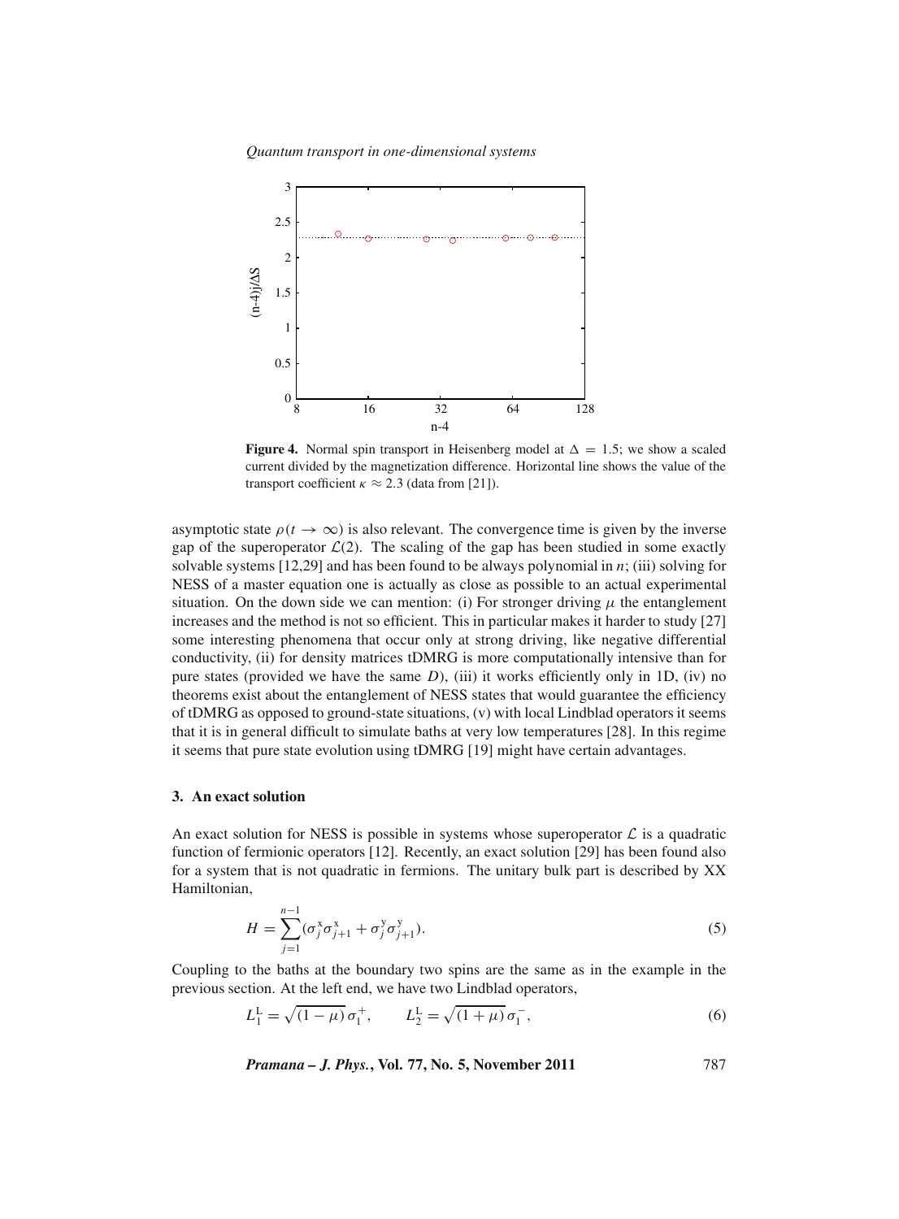**Figure 4.** Normal spin transport in Heisenberg model at $\Delta = 1.5$; we show a scaled current divided by the magnetization difference. Horizontal line shows the value of the transport coefficient $\kappa \approx 2.3$ (data from [21]).

asymptotic state $\rho(t \to \infty)$ is also relevant. The convergence time is given by the inverse gap of the superoperator $\mathcal{L}(2)$. The scaling of the gap has been studied in some exactly solvable systems [12,29] and has been found to be always polynomial in $n$; (iii) solving for NESS of a master equation one is actually as close as possible to an actual experimental situation. On the down side we can mention: (i) For stronger driving $\mu$ the entanglement increases and the method is not so efficient. This in particular makes it harder to study [27] some interesting phenomena that occur only at strong driving, like negative differential conductivity, (ii) for density matrices tDMRG is more computationally intensive than for pure states (provided we have the same $D$), (iii) it works efficiently only in 1D, (iv) no theorems exist about the entanglement of NESS states that would guarantee the efficiency of tDMRG as opposed to ground-state situations, (v) with local Lindblad operators it seems that it is in general difficult to simulate baths at very low temperatures [28]. In this regime it seems that pure state evolution using tDMRG [19] might have certain advantages.

## 3. An exact solution

An exact solution for NESS is possible in systems whose superoperator $\mathcal{L}$ is a quadratic function of fermionic operators [12]. Recently, an exact solution [29] has been found also for a system that is not quadratic in fermions. The unitary bulk part is described by XX Hamiltonian,

$$H = \sum_{j=1}^{n-1} (\sigma_j^{\mathrm{x}} \sigma_{j+1}^{\mathrm{x}} + \sigma_j^{\mathrm{y}} \sigma_{j+1}^{\mathrm{y}}). \tag{5}$$

Coupling to the baths at the boundary two spins are the same as in the example in the previous section. At the left end, we have two Lindblad operators,

$$L_1^{\mathrm{L}} = \sqrt{(1-\mu)}\, \sigma_1^{+}, \qquad L_2^{\mathrm{L}} = \sqrt{(1+\mu)}\, \sigma_1^{-}, \tag{6}$$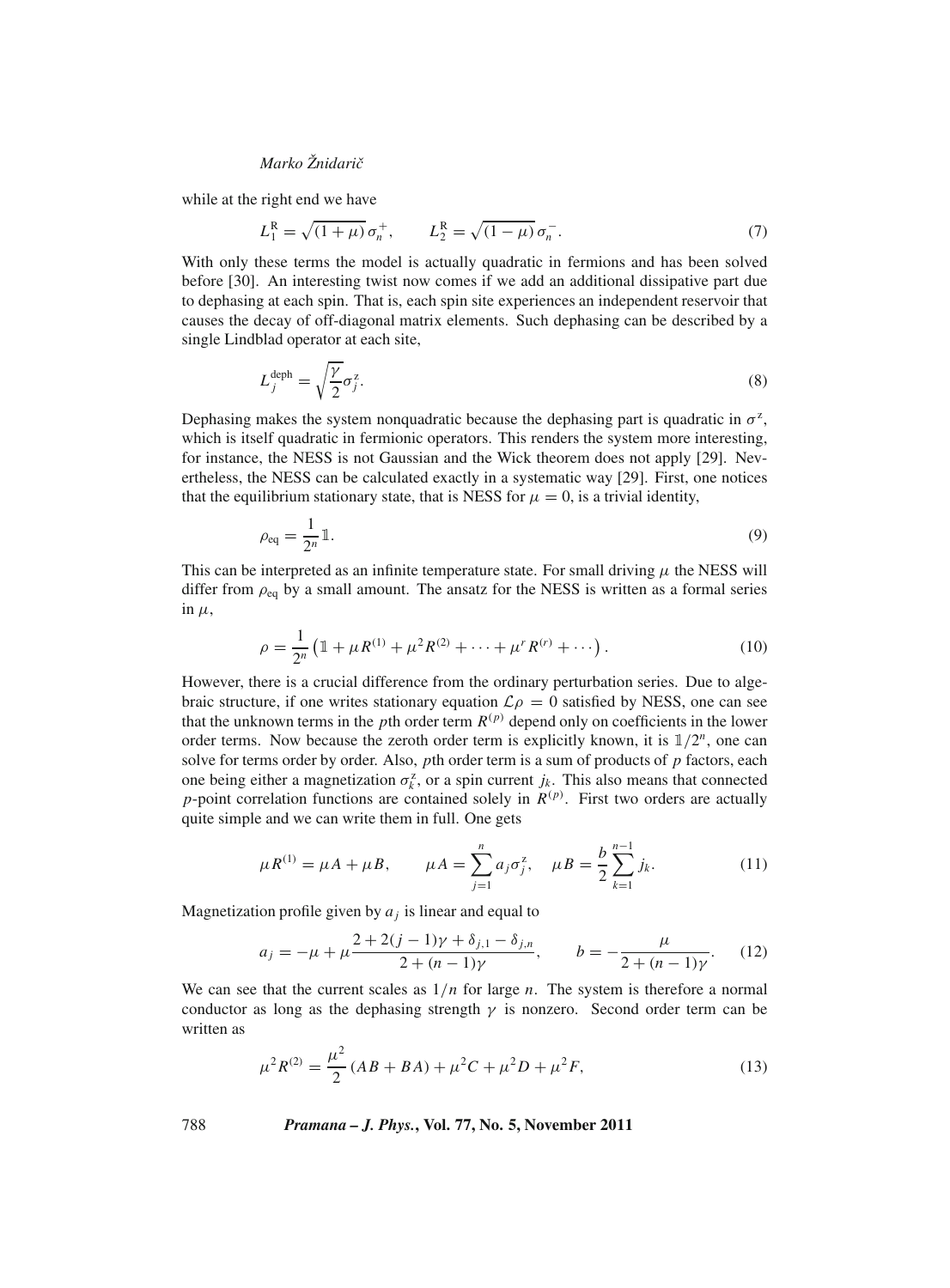while at the right end we have

$$L_1^{\mathrm{R}} = \sqrt{(1+\mu)}\,\sigma_n^+, \qquad L_2^{\mathrm{R}} = \sqrt{(1-\mu)}\,\sigma_n^-. \tag{7}$$

With only these terms the model is actually quadratic in fermions and has been solved before [30]. An interesting twist now comes if we add an additional dissipative part due to dephasing at each spin. That is, each spin site experiences an independent reservoir that causes the decay of off-diagonal matrix elements. Such dephasing can be described by a single Lindblad operator at each site,

$$L_j^{\mathrm{deph}} = \sqrt{\frac{\gamma}{2}}\sigma_j^z. \tag{8}$$

Dephasing makes the system nonquadratic because the dephasing part is quadratic in $\sigma^z$, which is itself quadratic in fermionic operators. This renders the system more interesting, for instance, the NESS is not Gaussian and the Wick theorem does not apply [29]. Nevertheless, the NESS can be calculated exactly in a systematic way [29]. First, one notices that the equilibrium stationary state, that is NESS for $\mu = 0$, is a trivial identity,

$$\rho_{\mathrm{eq}} = \frac{1}{2^n}\mathbb{1}. \tag{9}$$

This can be interpreted as an infinite temperature state. For small driving $\mu$ the NESS will differ from $\rho_{\mathrm{eq}}$ by a small amount. The ansatz for the NESS is written as a formal series in $\mu$,

$$\rho = \frac{1}{2^n}\left(\mathbb{1} + \mu R^{(1)} + \mu^2 R^{(2)} + \cdots + \mu^r R^{(r)} + \cdots\right). \tag{10}$$

However, there is a crucial difference from the ordinary perturbation series. Due to algebraic structure, if one writes stationary equation $\mathcal{L}\rho = 0$ satisfied by NESS, one can see that the unknown terms in the $p$th order term $R^{(p)}$ depend only on coefficients in the lower order terms. Now because the zeroth order term is explicitly known, it is $\mathbb{1}/2^n$, one can solve for terms order by order. Also, $p$th order term is a sum of products of $p$ factors, each one being either a magnetization $\sigma_k^z$, or a spin current $j_k$. This also means that connected $p$-point correlation functions are contained solely in $R^{(p)}$. First two orders are actually quite simple and we can write them in full. One gets

$$\mu R^{(1)} = \mu A + \mu B, \qquad \mu A = \sum_{j=1}^{n} a_j \sigma_j^z, \quad \mu B = \frac{b}{2}\sum_{k=1}^{n-1} j_k. \tag{11}$$

Magnetization profile given by $a_j$ is linear and equal to

$$a_j = -\mu + \mu\frac{2 + 2(j-1)\gamma + \delta_{j,1} - \delta_{j,n}}{2 + (n-1)\gamma}, \qquad b = -\frac{\mu}{2 + (n-1)\gamma}. \tag{12}$$

We can see that the current scales as $1/n$ for large $n$. The system is therefore a normal conductor as long as the dephasing strength $\gamma$ is nonzero. Second order term can be written as

$$\mu^2 R^{(2)} = \frac{\mu^2}{2}(AB + BA) + \mu^2 C + \mu^2 D + \mu^2 F, \tag{13}$$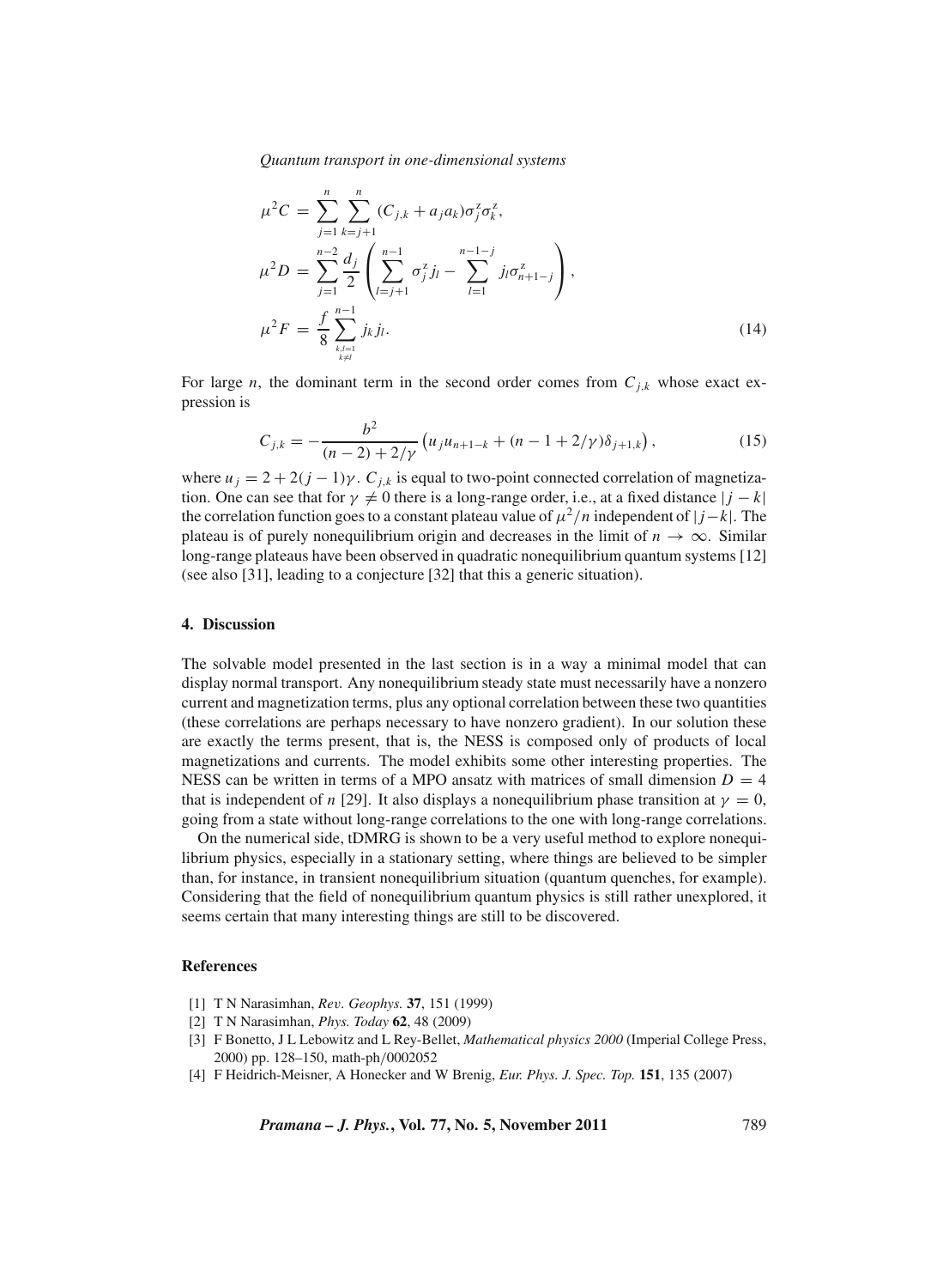$$\mu^2 C = \sum_{j=1}^{n} \sum_{k=j+1}^{n} (C_{j,k} + a_j a_k) \sigma_j^z \sigma_k^z,$$

$$\mu^2 D = \sum_{j=1}^{n-2} \frac{d_j}{2} \left( \sum_{l=j+1}^{n-1} \sigma_j^z j_l - \sum_{l=1}^{n-1-j} j_l \sigma_{n+1-j}^z \right),$$

$$\mu^2 F = \frac{f}{8} \sum_{\substack{k,l=1 \\ k \neq l}}^{n-1} j_k j_l. \tag{14}$$

For large $n$, the dominant term in the second order comes from $C_{j,k}$ whose exact expression is

$$C_{j,k} = -\frac{b^2}{(n-2) + 2/\gamma} \left( u_j u_{n+1-k} + (n - 1 + 2/\gamma) \delta_{j+1,k} \right), \tag{15}$$

where $u_j = 2 + 2(j-1)\gamma$. $C_{j,k}$ is equal to two-point connected correlation of magnetization. One can see that for $\gamma \neq 0$ there is a long-range order, i.e., at a fixed distance $|j-k|$ the correlation function goes to a constant plateau value of $\mu^2/n$ independent of $|j-k|$. The plateau is of purely nonequilibrium origin and decreases in the limit of $n \to \infty$. Similar long-range plateaus have been observed in quadratic nonequilibrium quantum systems [12] (see also [31], leading to a conjecture [32] that this a generic situation).

## 4. Discussion

The solvable model presented in the last section is in a way a minimal model that can display normal transport. Any nonequilibrium steady state must necessarily have a nonzero current and magnetization terms, plus any optional correlation between these two quantities (these correlations are perhaps necessary to have nonzero gradient). In our solution these are exactly the terms present, that is, the NESS is composed only of products of local magnetizations and currents. The model exhibits some other interesting properties. The NESS can be written in terms of a MPO ansatz with matrices of small dimension $D = 4$ that is independent of $n$ [29]. It also displays a nonequilibrium phase transition at $\gamma = 0$, going from a state without long-range correlations to the one with long-range correlations.

On the numerical side, tDMRG is shown to be a very useful method to explore nonequilibrium physics, especially in a stationary setting, where things are believed to be simpler than, for instance, in transient nonequilibrium situation (quantum quenches, for example). Considering that the field of nonequilibrium quantum physics is still rather unexplored, it seems certain that many interesting things are still to be discovered.

## References

[1] T N Narasimhan, *Rev. Geophys.* **37**, 151 (1999)

[2] T N Narasimhan, *Phys. Today* **62**, 48 (2009)

[3] F Bonetto, J L Lebowitz and L Rey-Bellet, *Mathematical physics 2000* (Imperial College Press, 2000) pp. 128–150, math-ph/0002052

[4] F Heidrich-Meisner, A Honecker and W Brenig, *Eur. Phys. J. Spec. Top.* **151**, 135 (2007)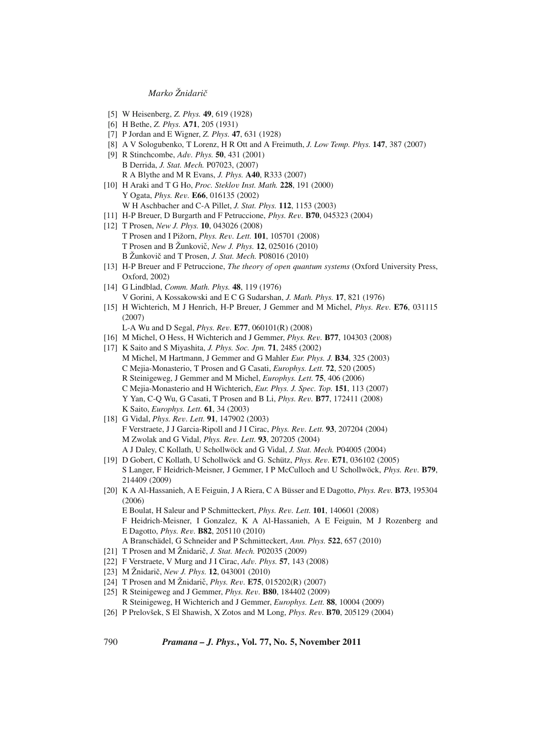[5] W Heisenberg, *Z. Phys.* **49**, 619 (1928)

[6] H Bethe, *Z. Phys.* **A71**, 205 (1931)

[7] P Jordan and E Wigner, *Z. Phys.* **47**, 631 (1928)

[8] A V Sologubenko, T Lorenz, H R Ott and A Freimuth, *J. Low Temp. Phys.* **147**, 387 (2007)

[9] R Stinchcombe, *Adv. Phys.* **50**, 431 (2001)
B Derrida, *J. Stat. Mech.* P07023, (2007)
R A Blythe and M R Evans, *J. Phys.* **A40**, R333 (2007)

[10] H Araki and T G Ho, *Proc. Steklov Inst. Math.* **228**, 191 (2000)
Y Ogata, *Phys. Rev.* **E66**, 016135 (2002)
W H Aschbacher and C-A Pillet, *J. Stat. Phys.* **112**, 1153 (2003)

[11] H-P Breuer, D Burgarth and F Petruccione, *Phys. Rev.* **B70**, 045323 (2004)

[12] T Prosen, *New J. Phys.* **10**, 043026 (2008)
T Prosen and I Pižorn, *Phys. Rev. Lett.* **101**, 105701 (2008)
T Prosen and B Žunkovič, *New J. Phys.* **12**, 025016 (2010)
B Žunkovič and T Prosen, *J. Stat. Mech.* P08016 (2010)

[13] H-P Breuer and F Petruccione, *The theory of open quantum systems* (Oxford University Press, Oxford, 2002)

[14] G Lindblad, *Comm. Math. Phys.* **48**, 119 (1976)
V Gorini, A Kossakowski and E C G Sudarshan, *J. Math. Phys.* **17**, 821 (1976)

[15] H Wichterich, M J Henrich, H-P Breuer, J Gemmer and M Michel, *Phys. Rev.* **E76**, 031115 (2007)
L-A Wu and D Segal, *Phys. Rev.* **E77**, 060101(R) (2008)

[16] M Michel, O Hess, H Wichterich and J Gemmer, *Phys. Rev.* **B77**, 104303 (2008)

[17] K Saito and S Miyashita, *J. Phys. Soc. Jpn.* **71**, 2485 (2002)
M Michel, M Hartmann, J Gemmer and G Mahler *Eur. Phys. J.* **B34**, 325 (2003)
C Mejia-Monasterio, T Prosen and G Casati, *Europhys. Lett.* **72**, 520 (2005)
R Steinigeweg, J Gemmer and M Michel, *Europhys. Lett.* **75**, 406 (2006)
C Mejia-Monasterio and H Wichterich, *Eur. Phys. J. Spec. Top.* **151**, 113 (2007)
Y Yan, C-Q Wu, G Casati, T Prosen and B Li, *Phys. Rev.* **B77**, 172411 (2008)
K Saito, *Europhys. Lett.* **61**, 34 (2003)

[18] G Vidal, *Phys. Rev. Lett.* **91**, 147902 (2003)
F Verstraete, J J Garcia-Ripoll and J I Cirac, *Phys. Rev. Lett.* **93**, 207204 (2004)
M Zwolak and G Vidal, *Phys. Rev. Lett.* **93**, 207205 (2004)
A J Daley, C Kollath, U Schollwöck and G Vidal, *J. Stat. Mech.* P04005 (2004)

[19] D Gobert, C Kollath, U Schollwöck and G. Schütz, *Phys. Rev.* **E71**, 036102 (2005)
S Langer, F Heidrich-Meisner, J Gemmer, I P McCulloch and U Schollwöck, *Phys. Rev.* **B79**, 214409 (2009)

[20] K A Al-Hassanieh, A E Feiguin, J A Riera, C A Büsser and E Dagotto, *Phys. Rev.* **B73**, 195304 (2006)
E Boulat, H Saleur and P Schmitteckert, *Phys. Rev. Lett.* **101**, 140601 (2008)
F Heidrich-Meisner, I Gonzalez, K A Al-Hassanieh, A E Feiguin, M J Rozenberg and E Dagotto, *Phys. Rev.* **B82**, 205110 (2010)
A Branschädel, G Schneider and P Schmitteckert, *Ann. Phys.* **522**, 657 (2010)

[21] T Prosen and M Žnidarič, *J. Stat. Mech.* P02035 (2009)

[22] F Verstraete, V Murg and J I Cirac, *Adv. Phys.* **57**, 143 (2008)

[23] M Žnidarič, *New J. Phys.* **12**, 043001 (2010)

[24] T Prosen and M Žnidarič, *Phys. Rev.* **E75**, 015202(R) (2007)

[25] R Steinigeweg and J Gemmer, *Phys. Rev.* **B80**, 184402 (2009)
R Steinigeweg, H Wichterich and J Gemmer, *Europhys. Lett.* **88**, 10004 (2009)

[26] P Prelovšek, S El Shawish, X Zotos and M Long, *Phys. Rev.* **B70**, 205129 (2004)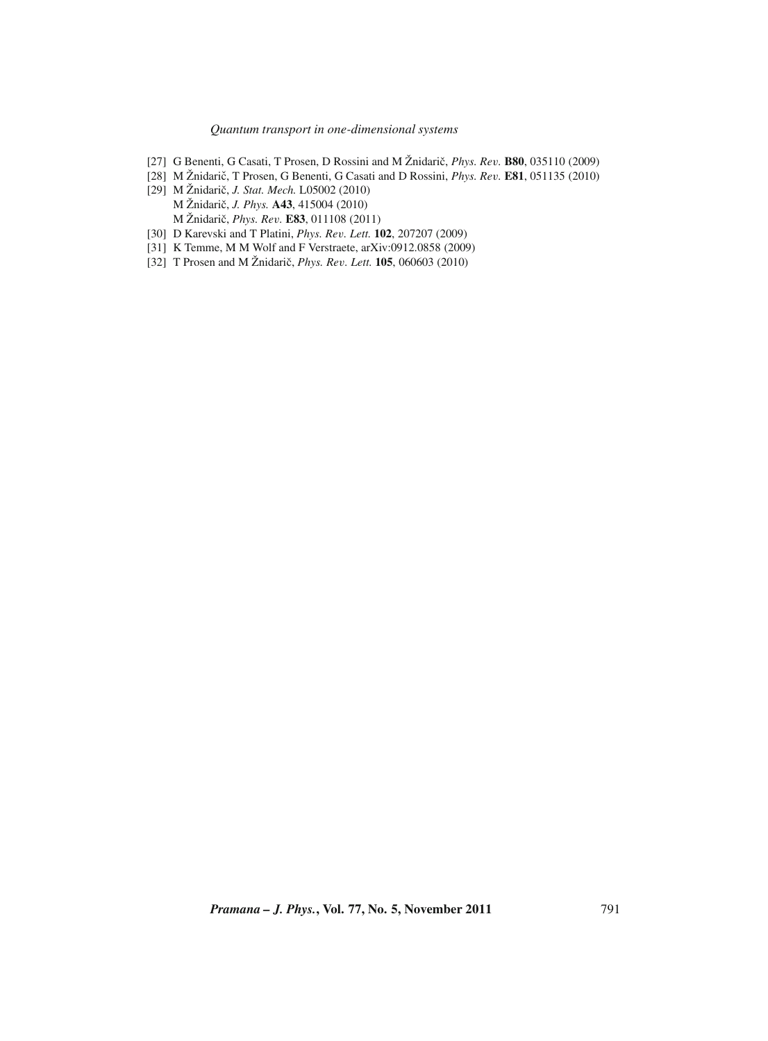[27] G Benenti, G Casati, T Prosen, D Rossini and M Žnidarič, *Phys. Rev.* **B80**, 035110 (2009)

[28] M Žnidarič, T Prosen, G Benenti, G Casati and D Rossini, *Phys. Rev.* **E81**, 051135 (2010)

[29] M Žnidarič, *J. Stat. Mech.* L05002 (2010)
M Žnidarič, *J. Phys.* **A43**, 415004 (2010)
M Žnidarič, *Phys. Rev.* **E83**, 011108 (2011)

[30] D Karevski and T Platini, *Phys. Rev. Lett.* **102**, 207207 (2009)

[31] K Temme, M M Wolf and F Verstraete, arXiv:0912.0858 (2009)

[32] T Prosen and M Žnidarič, *Phys. Rev. Lett.* **105**, 060603 (2010)